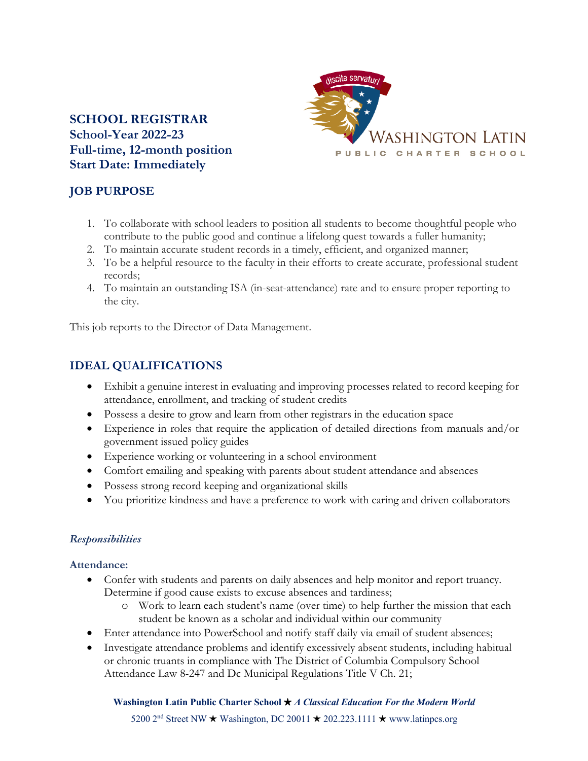# SCHOOL REGISTRAR
**School-Year 2022-23**
**Full-time, 12-month position**
**Start Date: Immediately**

## JOB PURPOSE

1. To collaborate with school leaders to position all students to become thoughtful people who contribute to the public good and continue a lifelong quest towards a fuller humanity;
2. To maintain accurate student records in a timely, efficient, and organized manner;
3. To be a helpful resource to the faculty in their efforts to create accurate, professional student records;
4. To maintain an outstanding ISA (in-seat-attendance) rate and to ensure proper reporting to the city.

This job reports to the Director of Data Management.

## IDEAL QUALIFICATIONS

- Exhibit a genuine interest in evaluating and improving processes related to record keeping for attendance, enrollment, and tracking of student credits
- Possess a desire to grow and learn from other registrars in the education space
- Experience in roles that require the application of detailed directions from manuals and/or government issued policy guides
- Experience working or volunteering in a school environment
- Comfort emailing and speaking with parents about student attendance and absences
- Possess strong record keeping and organizational skills
- You prioritize kindness and have a preference to work with caring and driven collaborators

### *Responsibilities*

**Attendance:**

- Confer with students and parents on daily absences and help monitor and report truancy. Determine if good cause exists to excuse absences and tardiness;
  - Work to learn each student's name (over time) to help further the mission that each student be known as a scholar and individual within our community
- Enter attendance into PowerSchool and notify staff daily via email of student absences;
- Investigate attendance problems and identify excessively absent students, including habitual or chronic truants in compliance with The District of Columbia Compulsory School Attendance Law 8-247 and Dc Municipal Regulations Title V Ch. 21;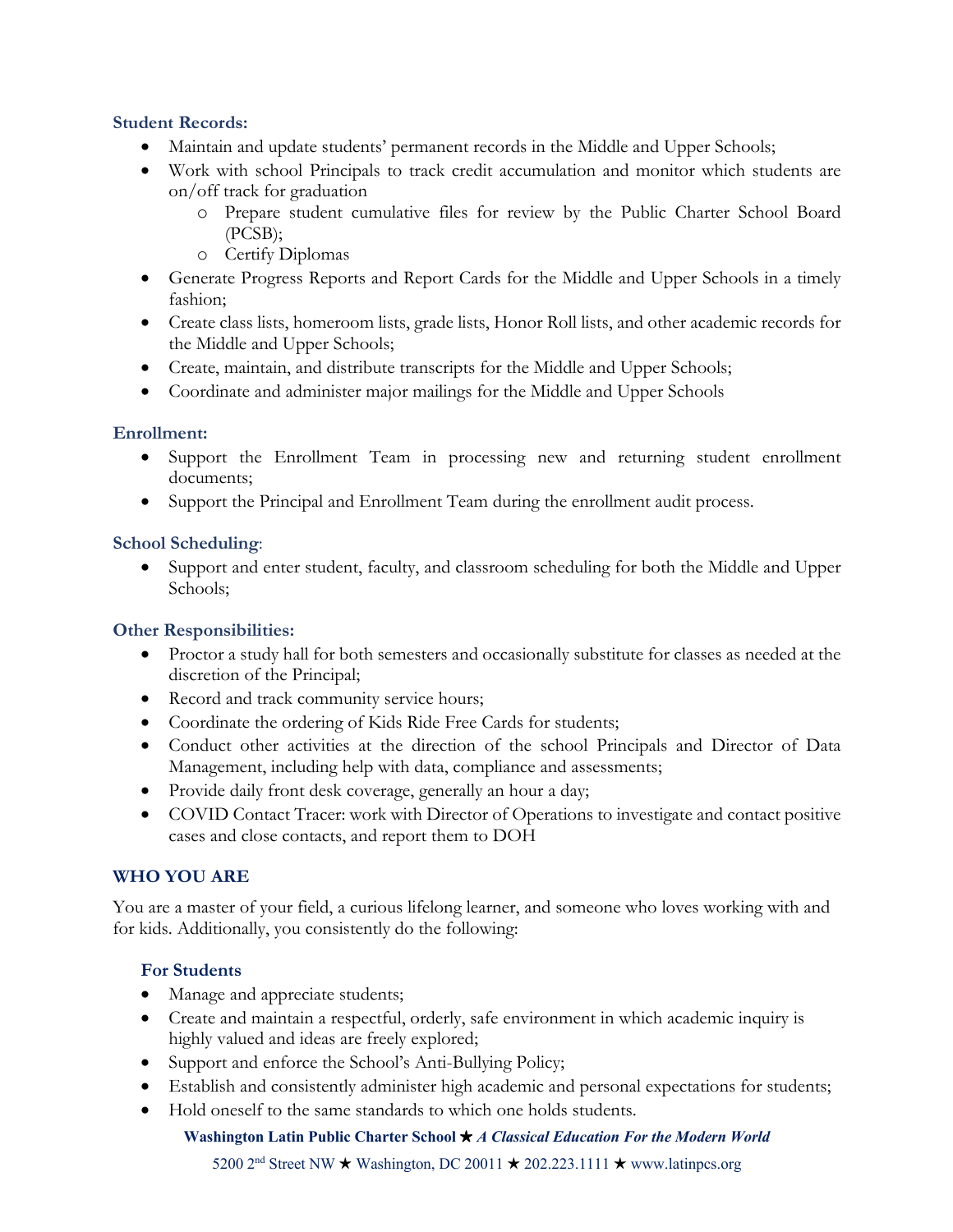**Student Records:**

- Maintain and update students' permanent records in the Middle and Upper Schools;
- Work with school Principals to track credit accumulation and monitor which students are on/off track for graduation
    - Prepare student cumulative files for review by the Public Charter School Board (PCSB);
    - Certify Diplomas
- Generate Progress Reports and Report Cards for the Middle and Upper Schools in a timely fashion;
- Create class lists, homeroom lists, grade lists, Honor Roll lists, and other academic records for the Middle and Upper Schools;
- Create, maintain, and distribute transcripts for the Middle and Upper Schools;
- Coordinate and administer major mailings for the Middle and Upper Schools

**Enrollment:**

- Support the Enrollment Team in processing new and returning student enrollment documents;
- Support the Principal and Enrollment Team during the enrollment audit process.

**School Scheduling**:

- Support and enter student, faculty, and classroom scheduling for both the Middle and Upper Schools;

**Other Responsibilities:**

- Proctor a study hall for both semesters and occasionally substitute for classes as needed at the discretion of the Principal;
- Record and track community service hours;
- Coordinate the ordering of Kids Ride Free Cards for students;
- Conduct other activities at the direction of the school Principals and Director of Data Management, including help with data, compliance and assessments;
- Provide daily front desk coverage, generally an hour a day;
- COVID Contact Tracer: work with Director of Operations to investigate and contact positive cases and close contacts, and report them to DOH

## WHO YOU ARE

You are a master of your field, a curious lifelong learner, and someone who loves working with and for kids. Additionally, you consistently do the following:

### For Students

- Manage and appreciate students;
- Create and maintain a respectful, orderly, safe environment in which academic inquiry is highly valued and ideas are freely explored;
- Support and enforce the School's Anti-Bullying Policy;
- Establish and consistently administer high academic and personal expectations for students;
- Hold oneself to the same standards to which one holds students.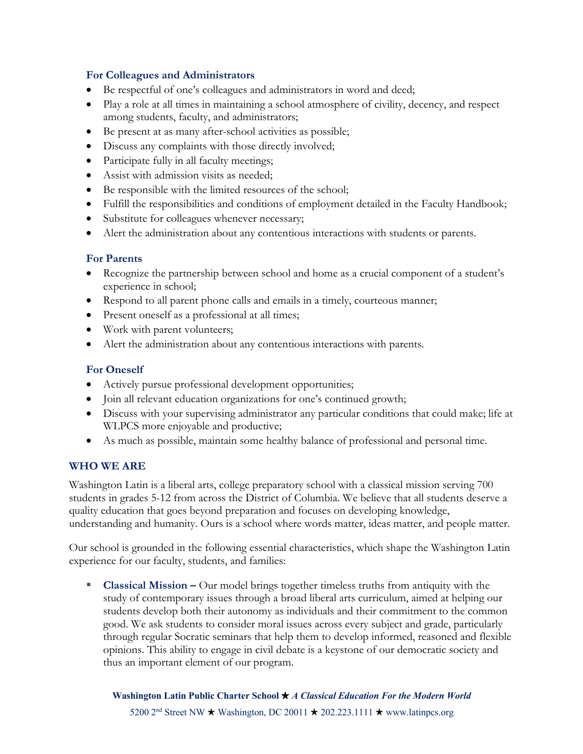### For Colleagues and Administrators

- Be respectful of one's colleagues and administrators in word and deed;
- Play a role at all times in maintaining a school atmosphere of civility, decency, and respect among students, faculty, and administrators;
- Be present at as many after-school activities as possible;
- Discuss any complaints with those directly involved;
- Participate fully in all faculty meetings;
- Assist with admission visits as needed;
- Be responsible with the limited resources of the school;
- Fulfill the responsibilities and conditions of employment detailed in the Faculty Handbook;
- Substitute for colleagues whenever necessary;
- Alert the administration about any contentious interactions with students or parents.

### For Parents

- Recognize the partnership between school and home as a crucial component of a student's experience in school;
- Respond to all parent phone calls and emails in a timely, courteous manner;
- Present oneself as a professional at all times;
- Work with parent volunteers;
- Alert the administration about any contentious interactions with parents.

### For Oneself

- Actively pursue professional development opportunities;
- Join all relevant education organizations for one's continued growth;
- Discuss with your supervising administrator any particular conditions that could make; life at WLPCS more enjoyable and productive;
- As much as possible, maintain some healthy balance of professional and personal time.

## WHO WE ARE

Washington Latin is a liberal arts, college preparatory school with a classical mission serving 700 students in grades 5-12 from across the District of Columbia. We believe that all students deserve a quality education that goes beyond preparation and focuses on developing knowledge, understanding and humanity. Ours is a school where words matter, ideas matter, and people matter.

Our school is grounded in the following essential characteristics, which shape the Washington Latin experience for our faculty, students, and families:

- **Classical Mission –** Our model brings together timeless truths from antiquity with the study of contemporary issues through a broad liberal arts curriculum, aimed at helping our students develop both their autonomy as individuals and their commitment to the common good. We ask students to consider moral issues across every subject and grade, particularly through regular Socratic seminars that help them to develop informed, reasoned and flexible opinions. This ability to engage in civil debate is a keystone of our democratic society and thus an important element of our program.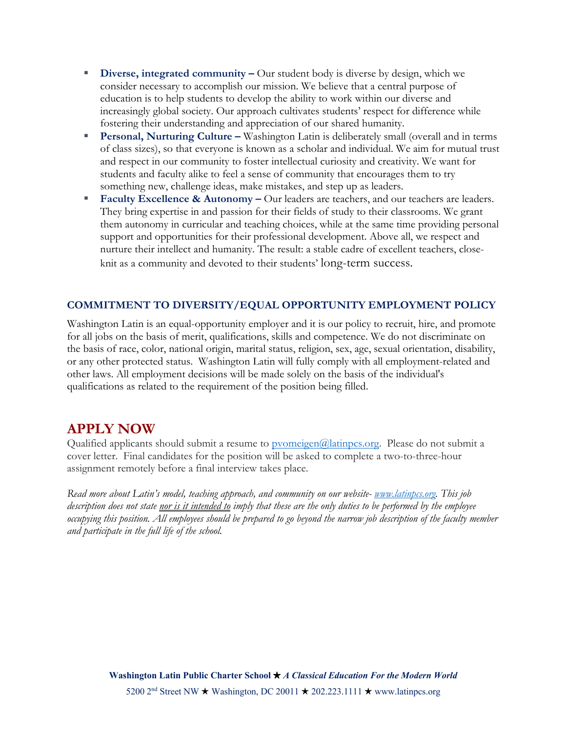- **Diverse, integrated community –** Our student body is diverse by design, which we consider necessary to accomplish our mission. We believe that a central purpose of education is to help students to develop the ability to work within our diverse and increasingly global society. Our approach cultivates students' respect for difference while fostering their understanding and appreciation of our shared humanity.
- **Personal, Nurturing Culture –** Washington Latin is deliberately small (overall and in terms of class sizes), so that everyone is known as a scholar and individual. We aim for mutual trust and respect in our community to foster intellectual curiosity and creativity. We want for students and faculty alike to feel a sense of community that encourages them to try something new, challenge ideas, make mistakes, and step up as leaders.
- **Faculty Excellence & Autonomy –** Our leaders are teachers, and our teachers are leaders. They bring expertise in and passion for their fields of study to their classrooms. We grant them autonomy in curricular and teaching choices, while at the same time providing personal support and opportunities for their professional development. Above all, we respect and nurture their intellect and humanity. The result: a stable cadre of excellent teachers, close-knit as a community and devoted to their students' long-term success.

### COMMITMENT TO DIVERSITY/EQUAL OPPORTUNITY EMPLOYMENT POLICY

Washington Latin is an equal-opportunity employer and it is our policy to recruit, hire, and promote for all jobs on the basis of merit, qualifications, skills and competence. We do not discriminate on the basis of race, color, national origin, marital status, religion, sex, age, sexual orientation, disability, or any other protected status. Washington Latin will fully comply with all employment-related and other laws. All employment decisions will be made solely on the basis of the individual's qualifications as related to the requirement of the position being filled.

## APPLY NOW

Qualified applicants should submit a resume to pvomeigen@latinpcs.org. Please do not submit a cover letter. Final candidates for the position will be asked to complete a two-to-three-hour assignment remotely before a final interview takes place.

*Read more about Latin's model, teaching approach, and community on our website- www.latinpcs.org. This job description does not state nor is it intended to imply that these are the only duties to be performed by the employee occupying this position. All employees should be prepared to go beyond the narrow job description of the faculty member and participate in the full life of the school.*